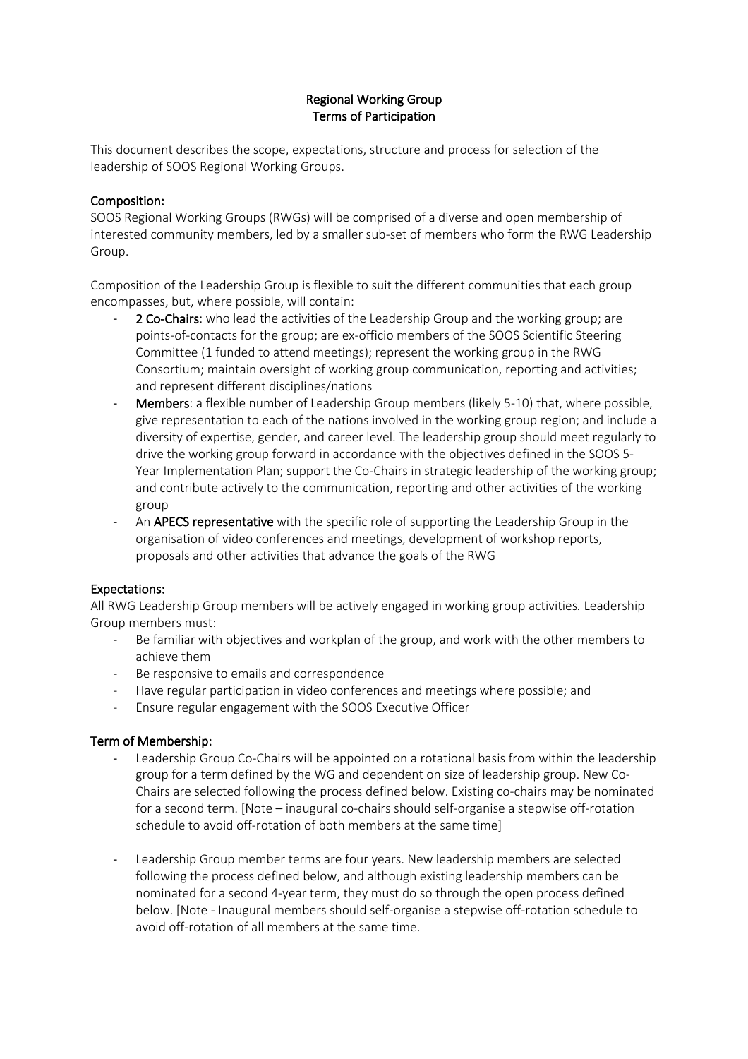# Regional Working Group
# Terms of Participation

This document describes the scope, expectations, structure and process for selection of the leadership of SOOS Regional Working Groups.

## Composition:

SOOS Regional Working Groups (RWGs) will be comprised of a diverse and open membership of interested community members, led by a smaller sub-set of members who form the RWG Leadership Group.

Composition of the Leadership Group is flexible to suit the different communities that each group encompasses, but, where possible, will contain:

- **2 Co-Chairs**: who lead the activities of the Leadership Group and the working group; are points-of-contacts for the group; are ex-officio members of the SOOS Scientific Steering Committee (1 funded to attend meetings); represent the working group in the RWG Consortium; maintain oversight of working group communication, reporting and activities; and represent different disciplines/nations
- **Members**: a flexible number of Leadership Group members (likely 5-10) that, where possible, give representation to each of the nations involved in the working group region; and include a diversity of expertise, gender, and career level. The leadership group should meet regularly to drive the working group forward in accordance with the objectives defined in the SOOS 5-Year Implementation Plan; support the Co-Chairs in strategic leadership of the working group; and contribute actively to the communication, reporting and other activities of the working group
- An **APECS representative** with the specific role of supporting the Leadership Group in the organisation of video conferences and meetings, development of workshop reports, proposals and other activities that advance the goals of the RWG

## Expectations:

All RWG Leadership Group members will be actively engaged in working group activities. Leadership Group members must:

- Be familiar with objectives and workplan of the group, and work with the other members to achieve them
- Be responsive to emails and correspondence
- Have regular participation in video conferences and meetings where possible; and
- Ensure regular engagement with the SOOS Executive Officer

## Term of Membership:

- Leadership Group Co-Chairs will be appointed on a rotational basis from within the leadership group for a term defined by the WG and dependent on size of leadership group. New Co-Chairs are selected following the process defined below. Existing co-chairs may be nominated for a second term. [Note – inaugural co-chairs should self-organise a stepwise off-rotation schedule to avoid off-rotation of both members at the same time]

- Leadership Group member terms are four years. New leadership members are selected following the process defined below, and although existing leadership members can be nominated for a second 4-year term, they must do so through the open process defined below. [Note - Inaugural members should self-organise a stepwise off-rotation schedule to avoid off-rotation of all members at the same time.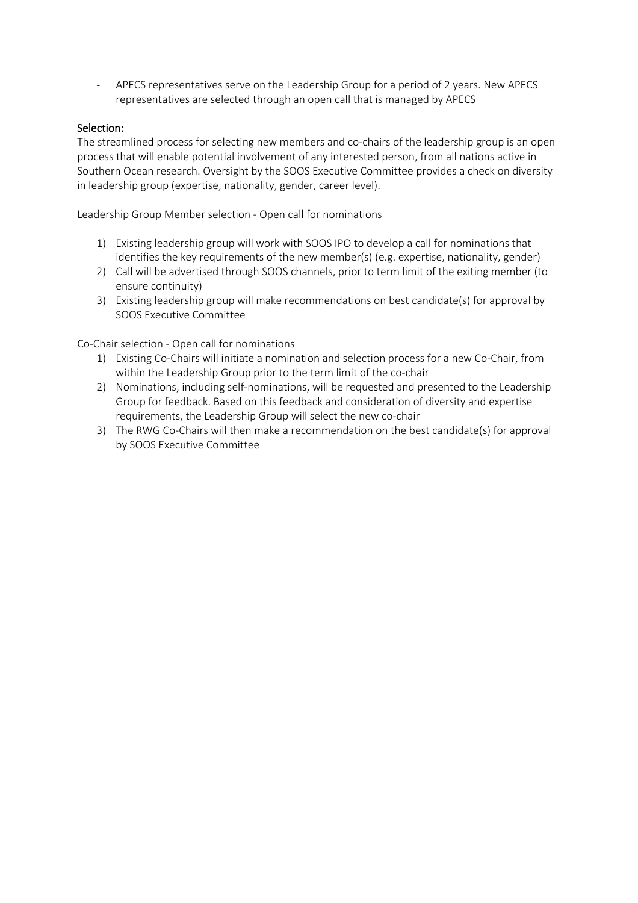- APECS representatives serve on the Leadership Group for a period of 2 years. New APECS representatives are selected through an open call that is managed by APECS

## Selection:

The streamlined process for selecting new members and co-chairs of the leadership group is an open process that will enable potential involvement of any interested person, from all nations active in Southern Ocean research. Oversight by the SOOS Executive Committee provides a check on diversity in leadership group (expertise, nationality, gender, career level).

Leadership Group Member selection - Open call for nominations

1) Existing leadership group will work with SOOS IPO to develop a call for nominations that identifies the key requirements of the new member(s) (e.g. expertise, nationality, gender)
2) Call will be advertised through SOOS channels, prior to term limit of the exiting member (to ensure continuity)
3) Existing leadership group will make recommendations on best candidate(s) for approval by SOOS Executive Committee

Co-Chair selection - Open call for nominations

1) Existing Co-Chairs will initiate a nomination and selection process for a new Co-Chair, from within the Leadership Group prior to the term limit of the co-chair
2) Nominations, including self-nominations, will be requested and presented to the Leadership Group for feedback. Based on this feedback and consideration of diversity and expertise requirements, the Leadership Group will select the new co-chair
3) The RWG Co-Chairs will then make a recommendation on the best candidate(s) for approval by SOOS Executive Committee